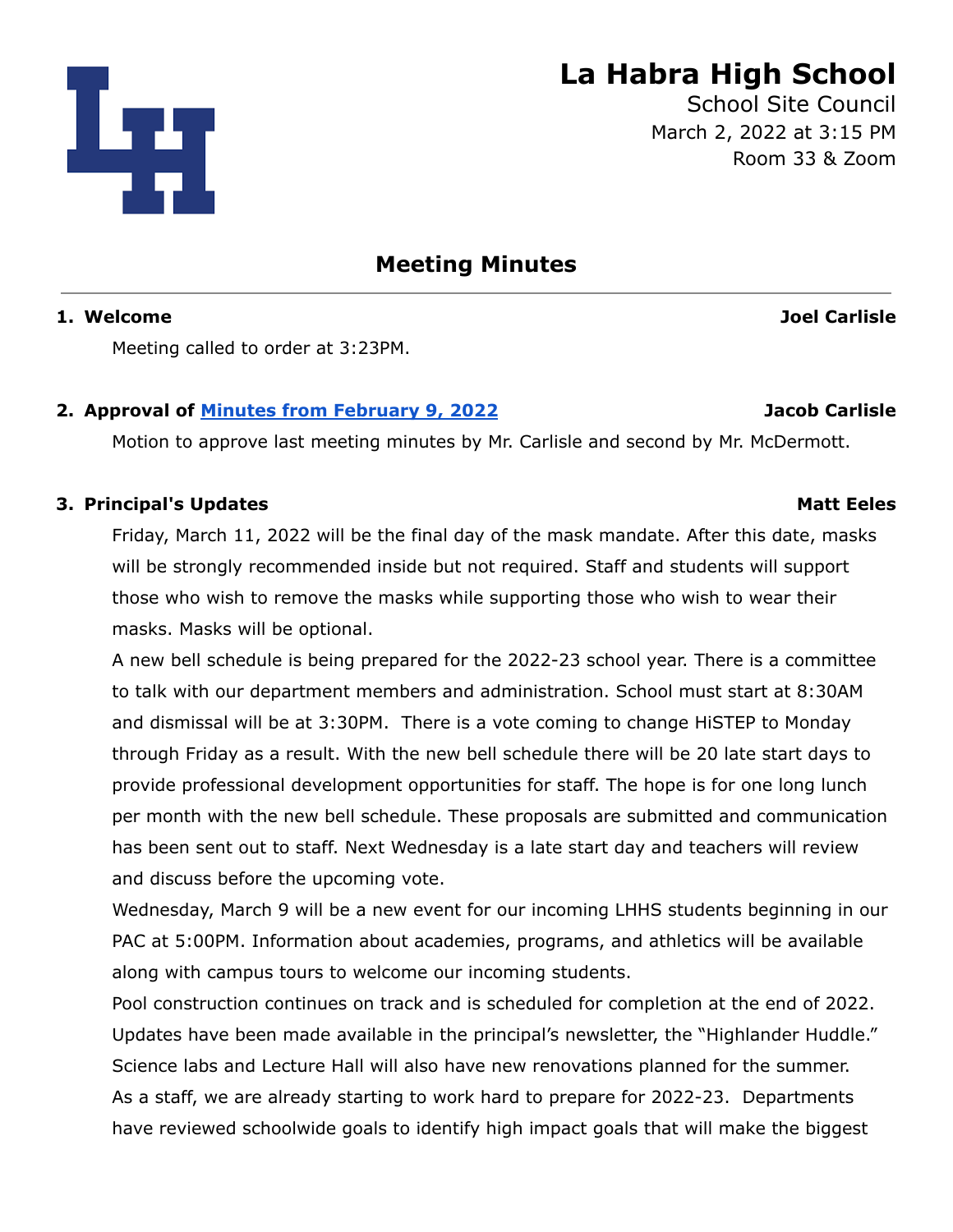# La Habra High School

School Site Council
March 2, 2022 at 3:15 PM
Room 33 & Zoom

## Meeting Minutes

---

1. **Welcome** **Joel Carlisle**

   Meeting called to order at 3:23PM.

2. **Approval of [Minutes from February 9, 2022]** **Jacob Carlisle**

   Motion to approve last meeting minutes by Mr. Carlisle and second by Mr. McDermott.

3. **Principal's Updates** **Matt Eeles**

   Friday, March 11, 2022 will be the final day of the mask mandate. After this date, masks will be strongly recommended inside but not required. Staff and students will support those who wish to remove the masks while supporting those who wish to wear their masks. Masks will be optional.

   A new bell schedule is being prepared for the 2022-23 school year. There is a committee to talk with our department members and administration. School must start at 8:30AM and dismissal will be at 3:30PM. There is a vote coming to change HiSTEP to Monday through Friday as a result. With the new bell schedule there will be 20 late start days to provide professional development opportunities for staff. The hope is for one long lunch per month with the new bell schedule. These proposals are submitted and communication has been sent out to staff. Next Wednesday is a late start day and teachers will review and discuss before the upcoming vote.

   Wednesday, March 9 will be a new event for our incoming LHHS students beginning in our PAC at 5:00PM. Information about academies, programs, and athletics will be available along with campus tours to welcome our incoming students.

   Pool construction continues on track and is scheduled for completion at the end of 2022. Updates have been made available in the principal's newsletter, the "Highlander Huddle." Science labs and Lecture Hall will also have new renovations planned for the summer.

   As a staff, we are already starting to work hard to prepare for 2022-23. Departments have reviewed schoolwide goals to identify high impact goals that will make the biggest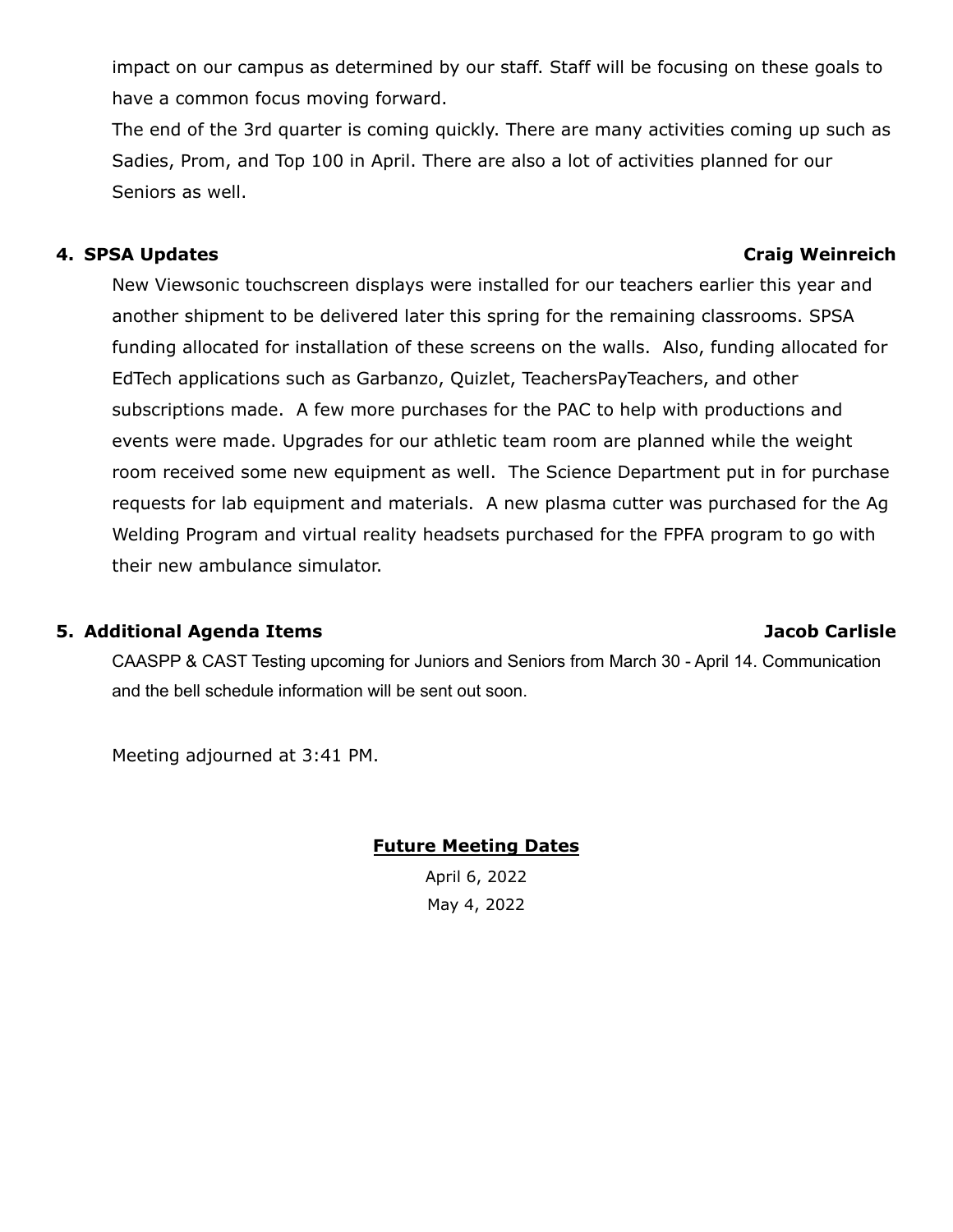impact on our campus as determined by our staff. Staff will be focusing on these goals to have a common focus moving forward.

The end of the 3rd quarter is coming quickly. There are many activities coming up such as Sadies, Prom, and Top 100 in April. There are also a lot of activities planned for our Seniors as well.

**4. SPSA Updates** **Craig Weinreich**

New Viewsonic touchscreen displays were installed for our teachers earlier this year and another shipment to be delivered later this spring for the remaining classrooms. SPSA funding allocated for installation of these screens on the walls. Also, funding allocated for EdTech applications such as Garbanzo, Quizlet, TeachersPayTeachers, and other subscriptions made. A few more purchases for the PAC to help with productions and events were made. Upgrades for our athletic team room are planned while the weight room received some new equipment as well. The Science Department put in for purchase requests for lab equipment and materials. A new plasma cutter was purchased for the Ag Welding Program and virtual reality headsets purchased for the FPFA program to go with their new ambulance simulator.

**5. Additional Agenda Items** **Jacob Carlisle**

CAASPP & CAST Testing upcoming for Juniors and Seniors from March 30 - April 14. Communication and the bell schedule information will be sent out soon.

Meeting adjourned at 3:41 PM.

**<u>Future Meeting Dates</u>**

April 6, 2022

May 4, 2022